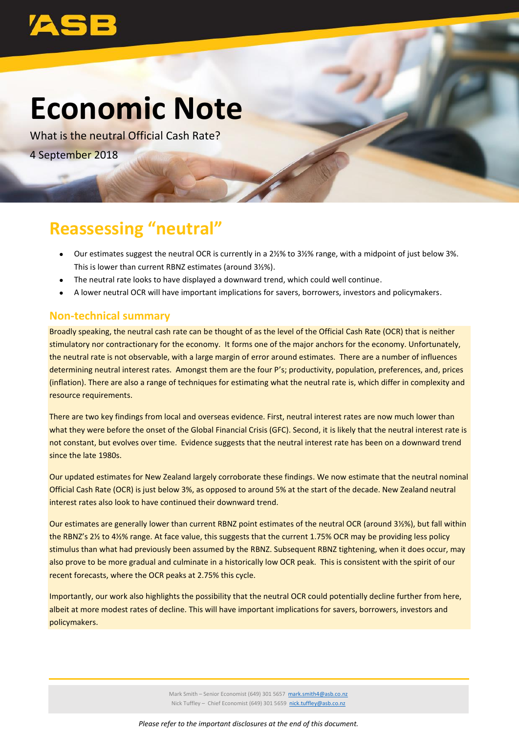# Economic Note

What is the neutral Official Cash Rate?

4 September 2018

## Reassessing "neutral"

- Our estimates suggest the neutral OCR is currently in a 2½% to 3½% range, with a midpoint of just below 3%. This is lower than current RBNZ estimates (around 3½%).
- The neutral rate looks to have displayed a downward trend, which could well continue.
- A lower neutral OCR will have important implications for savers, borrowers, investors and policymakers.

### Non-technical summary

Broadly speaking, the neutral cash rate can be thought of as the level of the Official Cash Rate (OCR) that is neither stimulatory nor contractionary for the economy. It forms one of the major anchors for the economy. Unfortunately, the neutral rate is not observable, with a large margin of error around estimates. There are a number of influences determining neutral interest rates. Amongst them are the four P's; productivity, population, preferences, and, prices (inflation). There are also a range of techniques for estimating what the neutral rate is, which differ in complexity and resource requirements.

There are two key findings from local and overseas evidence. First, neutral interest rates are now much lower than what they were before the onset of the Global Financial Crisis (GFC). Second, it is likely that the neutral interest rate is not constant, but evolves over time. Evidence suggests that the neutral interest rate has been on a downward trend since the late 1980s.

Our updated estimates for New Zealand largely corroborate these findings. We now estimate that the neutral nominal Official Cash Rate (OCR) is just below 3%, as opposed to around 5% at the start of the decade. New Zealand neutral interest rates also look to have continued their downward trend.

Our estimates are generally lower than current RBNZ point estimates of the neutral OCR (around 3½%), but fall within the RBNZ's 2½ to 4½% range. At face value, this suggests that the current 1.75% OCR may be providing less policy stimulus than what had previously been assumed by the RBNZ. Subsequent RBNZ tightening, when it does occur, may also prove to be more gradual and culminate in a historically low OCR peak. This is consistent with the spirit of our recent forecasts, where the OCR peaks at 2.75% this cycle.

Importantly, our work also highlights the possibility that the neutral OCR could potentially decline further from here, albeit at more modest rates of decline. This will have important implications for savers, borrowers, investors and policymakers.

Mark Smith – Senior Economist (649) 301 5657 mark.smith4@asb.co.nz
Nick Tuffley – Chief Economist (649) 301 5659 nick.tuffley@asb.co.nz

*Please refer to the important disclosures at the end of this document.*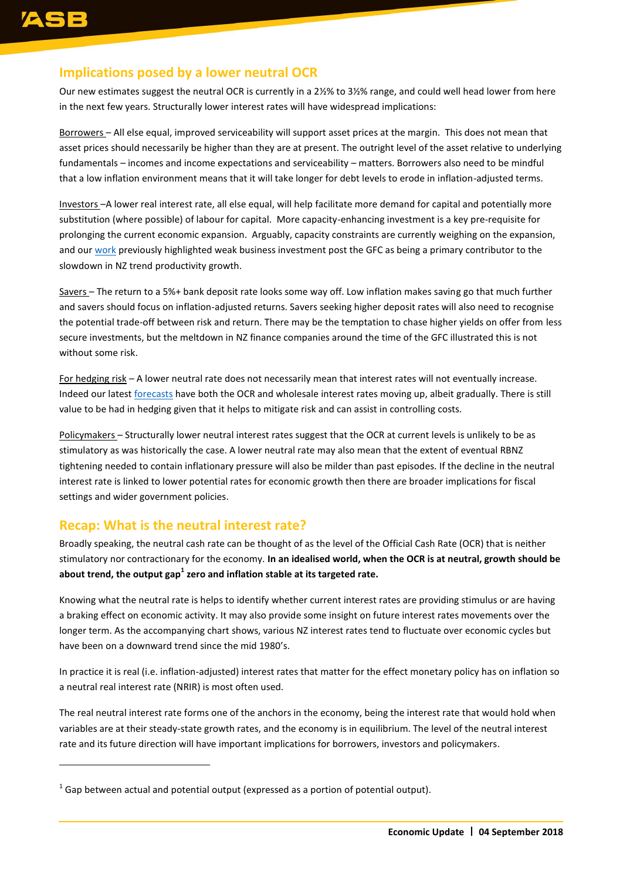## Implications posed by a lower neutral OCR

Our new estimates suggest the neutral OCR is currently in a 2½% to 3½% range, and could well head lower from here in the next few years. Structurally lower interest rates will have widespread implications:

Borrowers – All else equal, improved serviceability will support asset prices at the margin. This does not mean that asset prices should necessarily be higher than they are at present. The outright level of the asset relative to underlying fundamentals – incomes and income expectations and serviceability – matters. Borrowers also need to be mindful that a low inflation environment means that it will take longer for debt levels to erode in inflation-adjusted terms.

Investors –A lower real interest rate, all else equal, will help facilitate more demand for capital and potentially more substitution (where possible) of labour for capital. More capacity-enhancing investment is a key pre-requisite for prolonging the current economic expansion. Arguably, capacity constraints are currently weighing on the expansion, and our work previously highlighted weak business investment post the GFC as being a primary contributor to the slowdown in NZ trend productivity growth.

Savers – The return to a 5%+ bank deposit rate looks some way off. Low inflation makes saving go that much further and savers should focus on inflation-adjusted returns. Savers seeking higher deposit rates will also need to recognise the potential trade-off between risk and return. There may be the temptation to chase higher yields on offer from less secure investments, but the meltdown in NZ finance companies around the time of the GFC illustrated this is not without some risk.

For hedging risk – A lower neutral rate does not necessarily mean that interest rates will not eventually increase. Indeed our latest forecasts have both the OCR and wholesale interest rates moving up, albeit gradually. There is still value to be had in hedging given that it helps to mitigate risk and can assist in controlling costs.

Policymakers – Structurally lower neutral interest rates suggest that the OCR at current levels is unlikely to be as stimulatory as was historically the case. A lower neutral rate may also mean that the extent of eventual RBNZ tightening needed to contain inflationary pressure will also be milder than past episodes. If the decline in the neutral interest rate is linked to lower potential rates for economic growth then there are broader implications for fiscal settings and wider government policies.

## Recap: What is the neutral interest rate?

Broadly speaking, the neutral cash rate can be thought of as the level of the Official Cash Rate (OCR) that is neither stimulatory nor contractionary for the economy. **In an idealised world, when the OCR is at neutral, growth should be about trend, the output gap[1] zero and inflation stable at its targeted rate.**

Knowing what the neutral rate is helps to identify whether current interest rates are providing stimulus or are having a braking effect on economic activity. It may also provide some insight on future interest rates movements over the longer term. As the accompanying chart shows, various NZ interest rates tend to fluctuate over economic cycles but have been on a downward trend since the mid 1980's.

In practice it is real (i.e. inflation-adjusted) interest rates that matter for the effect monetary policy has on inflation so a neutral real interest rate (NRIR) is most often used.

The real neutral interest rate forms one of the anchors in the economy, being the interest rate that would hold when variables are at their steady-state growth rates, and the economy is in equilibrium. The level of the neutral interest rate and its future direction will have important implications for borrowers, investors and policymakers.

[1] Gap between actual and potential output (expressed as a portion of potential output).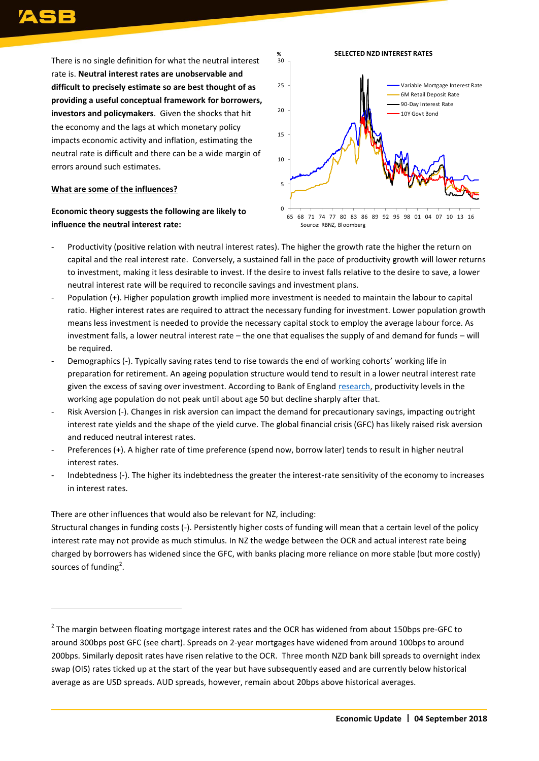There is no single definition for what the neutral interest rate is. **Neutral interest rates are unobservable and difficult to precisely estimate so are best thought of as providing a useful conceptual framework for borrowers, investors and policymakers**. Given the shocks that hit the economy and the lags at which monetary policy impacts economic activity and inflation, estimating the neutral rate is difficult and there can be a wide margin of errors around such estimates.

**SELECTED NZD INTEREST RATES**

Source: RBNZ, Bloomberg

## What are some of the influences?

**Economic theory suggests the following are likely to influence the neutral interest rate:**

- Productivity (positive relation with neutral interest rates). The higher the growth rate the higher the return on capital and the real interest rate. Conversely, a sustained fall in the pace of productivity growth will lower returns to investment, making it less desirable to invest. If the desire to invest falls relative to the desire to save, a lower neutral interest rate will be required to reconcile savings and investment plans.
- Population (+). Higher population growth implied more investment is needed to maintain the labour to capital ratio. Higher interest rates are required to attract the necessary funding for investment. Lower population growth means less investment is needed to provide the necessary capital stock to employ the average labour force. As investment falls, a lower neutral interest rate – the one that equalises the supply of and demand for funds – will be required.
- Demographics (-). Typically saving rates tend to rise towards the end of working cohorts' working life in preparation for retirement. An ageing population structure would tend to result in a lower neutral interest rate given the excess of saving over investment. According to Bank of England research, productivity levels in the working age population do not peak until about age 50 but decline sharply after that.
- Risk Aversion (-). Changes in risk aversion can impact the demand for precautionary savings, impacting outright interest rate yields and the shape of the yield curve. The global financial crisis (GFC) has likely raised risk aversion and reduced neutral interest rates.
- Preferences (+). A higher rate of time preference (spend now, borrow later) tends to result in higher neutral interest rates.
- Indebtedness (-). The higher its indebtedness the greater the interest-rate sensitivity of the economy to increases in interest rates.

There are other influences that would also be relevant for NZ, including:

Structural changes in funding costs (-). Persistently higher costs of funding will mean that a certain level of the policy interest rate may not provide as much stimulus. In NZ the wedge between the OCR and actual interest rate being charged by borrowers has widened since the GFC, with banks placing more reliance on more stable (but more costly) sources of funding[2].

[2] The margin between floating mortgage interest rates and the OCR has widened from about 150bps pre-GFC to around 300bps post GFC (see chart). Spreads on 2-year mortgages have widened from around 100bps to around 200bps. Similarly deposit rates have risen relative to the OCR. Three month NZD bank bill spreads to overnight index swap (OIS) rates ticked up at the start of the year but have subsequently eased and are currently below historical average as are USD spreads. AUD spreads, however, remain about 20bps above historical averages.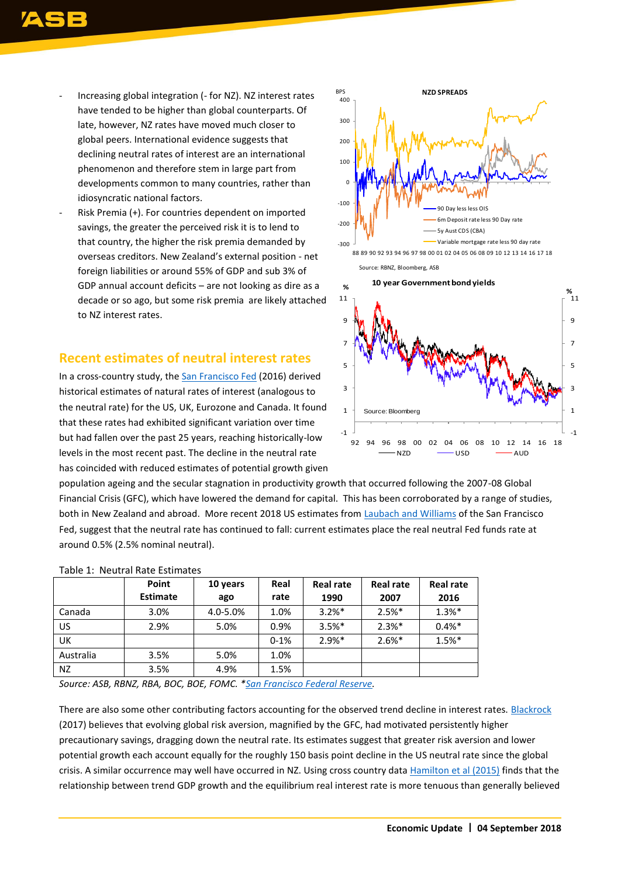- Increasing global integration (- for NZ). NZ interest rates have tended to be higher than global counterparts. Of late, however, NZ rates have moved much closer to global peers. International evidence suggests that declining neutral rates of interest are an international phenomenon and therefore stem in large part from developments common to many countries, rather than idiosyncratic national factors.
- Risk Premia (+). For countries dependent on imported savings, the greater the perceived risk it is to lend to that country, the higher the risk premia demanded by overseas creditors. New Zealand's external position - net foreign liabilities or around 55% of GDP and sub 3% of GDP annual account deficits – are not looking as dire as a decade or so ago, but some risk premia are likely attached to NZ interest rates.

## Recent estimates of neutral interest rates

In a cross-country study, the San Francisco Fed (2016) derived historical estimates of natural rates of interest (analogous to the neutral rate) for the US, UK, Eurozone and Canada. It found that these rates had exhibited significant variation over time but had fallen over the past 25 years, reaching historically-low levels in the most recent past. The decline in the neutral rate has coincided with reduced estimates of potential growth given population ageing and the secular stagnation in productivity growth that occurred following the 2007-08 Global Financial Crisis (GFC), which have lowered the demand for capital. This has been corroborated by a range of studies, both in New Zealand and abroad. More recent 2018 US estimates from Laubach and Williams of the San Francisco Fed, suggest that the neutral rate has continued to fall: current estimates place the real neutral Fed funds rate at around 0.5% (2.5% nominal neutral).

Table 1: Neutral Rate Estimates

| | Point Estimate | 10 years ago | Real rate | Real rate 1990 | Real rate 2007 | Real rate 2016 |
|---|---|---|---|---|---|---|
| Canada | 3.0% | 4.0-5.0% | 1.0% | 3.2%* | 2.5%* | 1.3%* |
| US | 2.9% | 5.0% | 0.9% | 3.5%* | 2.3%* | 0.4%* |
| UK | | | 0-1% | 2.9%* | 2.6%* | 1.5%* |
| Australia | 3.5% | 5.0% | 1.0% | | | |
| NZ | 3.5% | 4.9% | 1.5% | | | |

*Source: ASB, RBNZ, RBA, BOC, BOE, FOMC. *San Francisco Federal Reserve.*

There are also some other contributing factors accounting for the observed trend decline in interest rates. Blackrock (2017) believes that evolving global risk aversion, magnified by the GFC, had motivated persistently higher precautionary savings, dragging down the neutral rate. Its estimates suggest that greater risk aversion and lower potential growth each account equally for the roughly 150 basis point decline in the US neutral rate since the global crisis. A similar occurrence may well have occurred in NZ. Using cross country data Hamilton et al (2015) finds that the relationship between trend GDP growth and the equilibrium real interest rate is more tenuous than generally believed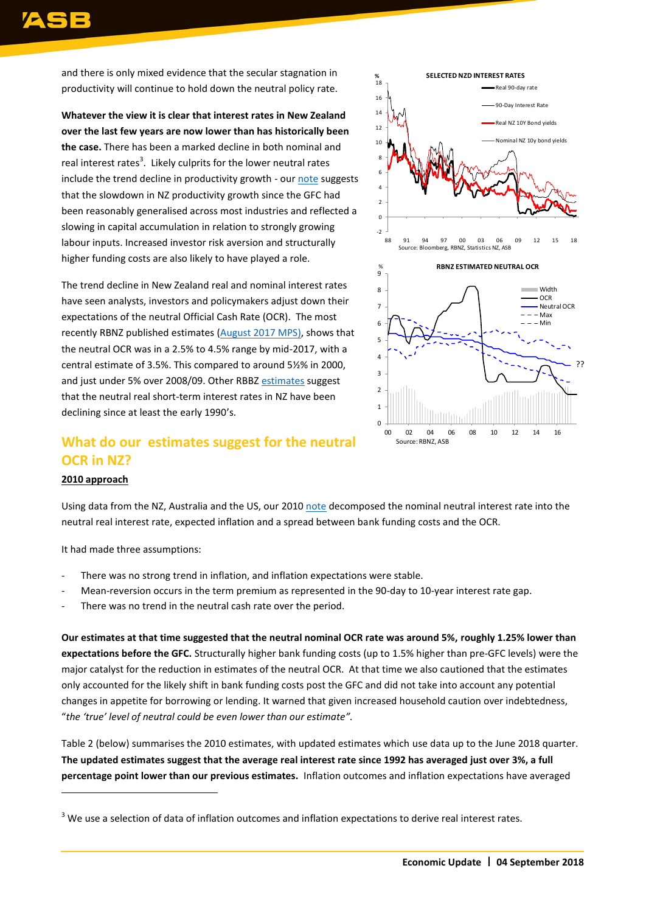and there is only mixed evidence that the secular stagnation in productivity will continue to hold down the neutral policy rate.

**Whatever the view it is clear that interest rates in New Zealand over the last few years are now lower than has historically been the case.** There has been a marked decline in both nominal and real interest rates[3]. Likely culprits for the lower neutral rates include the trend decline in productivity growth - our note suggests that the slowdown in NZ productivity growth since the GFC had been reasonably generalised across most industries and reflected a slowing in capital accumulation in relation to strongly growing labour inputs. Increased investor risk aversion and structurally higher funding costs are also likely to have played a role.

The trend decline in New Zealand real and nominal interest rates have seen analysts, investors and policymakers adjust down their expectations of the neutral Official Cash Rate (OCR). The most recently RBNZ published estimates (August 2017 MPS), shows that the neutral OCR was in a 2.5% to 4.5% range by mid-2017, with a central estimate of 3.5%. This compared to around 5½% in 2000, and just under 5% over 2008/09. Other RBBZ estimates suggest that the neutral real short-term interest rates in NZ have been declining since at least the early 1990's.

**SELECTED NZD INTEREST RATES**

Source: Bloomberg, RBNZ, Statistics NZ, ASB

**RBNZ ESTIMATED NEUTRAL OCR**

Source: RBNZ, ASB

## What do our estimates suggest for the neutral OCR in NZ?

**2010 approach**

Using data from the NZ, Australia and the US, our 2010 note decomposed the nominal neutral interest rate into the neutral real interest rate, expected inflation and a spread between bank funding costs and the OCR.

It had made three assumptions:

- There was no strong trend in inflation, and inflation expectations were stable.
- Mean-reversion occurs in the term premium as represented in the 90-day to 10-year interest rate gap.
- There was no trend in the neutral cash rate over the period.

**Our estimates at that time suggested that the neutral nominal OCR rate was around 5%, roughly 1.25% lower than expectations before the GFC.** Structurally higher bank funding costs (up to 1.5% higher than pre-GFC levels) were the major catalyst for the reduction in estimates of the neutral OCR. At that time we also cautioned that the estimates only accounted for the likely shift in bank funding costs post the GFC and did not take into account any potential changes in appetite for borrowing or lending. It warned that given increased household caution over indebtedness, "*the 'true' level of neutral could be even lower than our estimate".*

Table 2 (below) summarises the 2010 estimates, with updated estimates which use data up to the June 2018 quarter. **The updated estimates suggest that the average real interest rate since 1992 has averaged just over 3%, a full percentage point lower than our previous estimates.** Inflation outcomes and inflation expectations have averaged

[3] We use a selection of data of inflation outcomes and inflation expectations to derive real interest rates.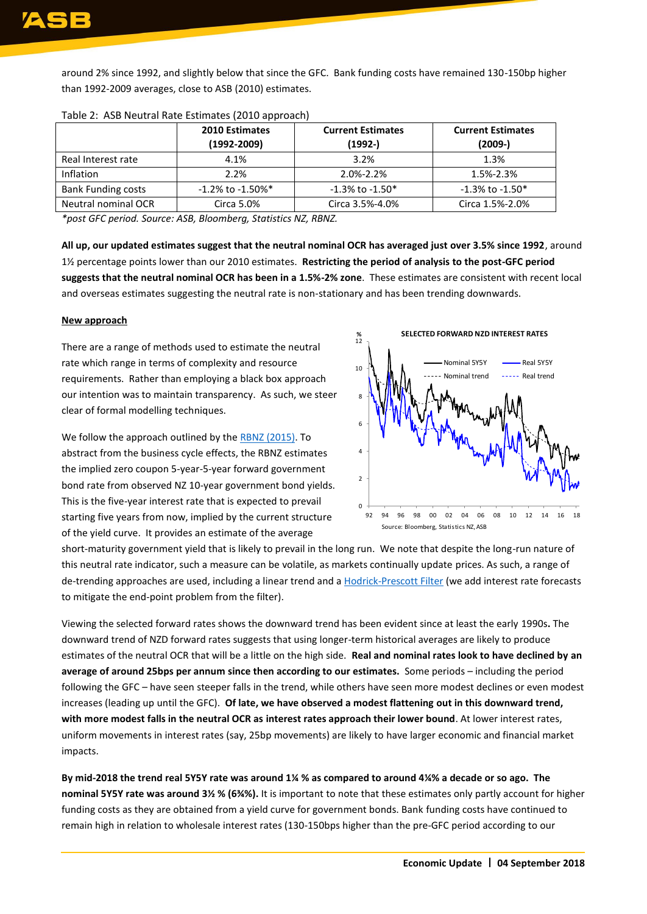around 2% since 1992, and slightly below that since the GFC. Bank funding costs have remained 130-150bp higher than 1992-2009 averages, close to ASB (2010) estimates.

Table 2: ASB Neutral Rate Estimates (2010 approach)

| | 2010 Estimates (1992-2009) | Current Estimates (1992-) | Current Estimates (2009-) |
|---|---|---|---|
| Real Interest rate | 4.1% | 3.2% | 1.3% |
| Inflation | 2.2% | 2.0%-2.2% | 1.5%-2.3% |
| Bank Funding costs | -1.2% to -1.50%* | -1.3% to -1.50* | -1.3% to -1.50* |
| Neutral nominal OCR | Circa 5.0% | Circa 3.5%-4.0% | Circa 1.5%-2.0% |

*\*post GFC period. Source: ASB, Bloomberg, Statistics NZ, RBNZ.*

**All up, our updated estimates suggest that the neutral nominal OCR has averaged just over 3.5% since 1992**, around 1½ percentage points lower than our 2010 estimates. **Restricting the period of analysis to the post-GFC period suggests that the neutral nominal OCR has been in a 1.5%-2% zone**. These estimates are consistent with recent local and overseas estimates suggesting the neutral rate is non-stationary and has been trending downwards.

__New approach__

There are a range of methods used to estimate the neutral rate which range in terms of complexity and resource requirements. Rather than employing a black box approach our intention was to maintain transparency. As such, we steer clear of formal modelling techniques.

We follow the approach outlined by the RBNZ (2015). To abstract from the business cycle effects, the RBNZ estimates the implied zero coupon 5-year-5-year forward government bond rate from observed NZ 10-year government bond yields. This is the five-year interest rate that is expected to prevail starting five years from now, implied by the current structure of the yield curve. It provides an estimate of the average short-maturity government yield that is likely to prevail in the long run. We note that despite the long-run nature of this neutral rate indicator, such a measure can be volatile, as markets continually update prices. As such, a range of de-trending approaches are used, including a linear trend and a Hodrick-Prescott Filter (we add interest rate forecasts to mitigate the end-point problem from the filter).

SELECTED FORWARD NZD INTEREST RATES

Source: Bloomberg, Statistics NZ, ASB

Viewing the selected forward rates shows the downward trend has been evident since at least the early 1990s**.** The downward trend of NZD forward rates suggests that using longer-term historical averages are likely to produce estimates of the neutral OCR that will be a little on the high side. **Real and nominal rates look to have declined by an average of around 25bps per annum since then according to our estimates.** Some periods – including the period following the GFC – have seen steeper falls in the trend, while others have seen more modest declines or even modest increases (leading up until the GFC). **Of late, we have observed a modest flattening out in this downward trend, with more modest falls in the neutral OCR as interest rates approach their lower bound**. At lower interest rates, uniform movements in interest rates (say, 25bp movements) are likely to have larger economic and financial market impacts.

**By mid-2018 the trend real 5Y5Y rate was around 1¼ % as compared to around 4¼% a decade or so ago. The nominal 5Y5Y rate was around 3½ % (6¾%).** It is important to note that these estimates only partly account for higher funding costs as they are obtained from a yield curve for government bonds. Bank funding costs have continued to remain high in relation to wholesale interest rates (130-150bps higher than the pre-GFC period according to our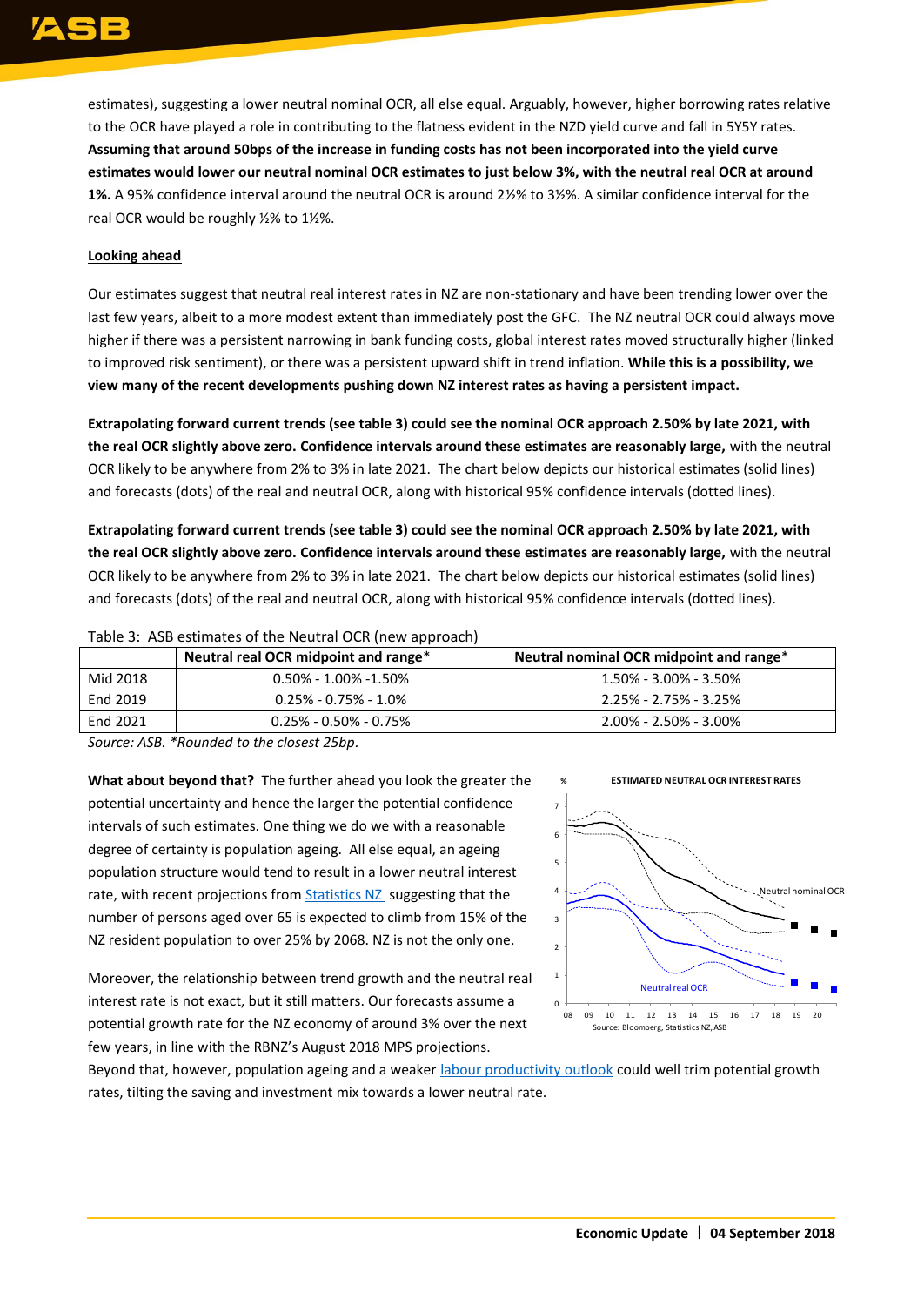estimates), suggesting a lower neutral nominal OCR, all else equal. Arguably, however, higher borrowing rates relative to the OCR have played a role in contributing to the flatness evident in the NZD yield curve and fall in 5Y5Y rates. **Assuming that around 50bps of the increase in funding costs has not been incorporated into the yield curve estimates would lower our neutral nominal OCR estimates to just below 3%, with the neutral real OCR at around 1%.** A 95% confidence interval around the neutral OCR is around 2½% to 3½%. A similar confidence interval for the real OCR would be roughly ½% to 1½%.

**Looking ahead**

Our estimates suggest that neutral real interest rates in NZ are non-stationary and have been trending lower over the last few years, albeit to a more modest extent than immediately post the GFC. The NZ neutral OCR could always move higher if there was a persistent narrowing in bank funding costs, global interest rates moved structurally higher (linked to improved risk sentiment), or there was a persistent upward shift in trend inflation. **While this is a possibility, we view many of the recent developments pushing down NZ interest rates as having a persistent impact.**

**Extrapolating forward current trends (see table 3) could see the nominal OCR approach 2.50% by late 2021, with the real OCR slightly above zero. Confidence intervals around these estimates are reasonably large,** with the neutral OCR likely to be anywhere from 2% to 3% in late 2021. The chart below depicts our historical estimates (solid lines) and forecasts (dots) of the real and neutral OCR, along with historical 95% confidence intervals (dotted lines).

**Extrapolating forward current trends (see table 3) could see the nominal OCR approach 2.50% by late 2021, with the real OCR slightly above zero. Confidence intervals around these estimates are reasonably large,** with the neutral OCR likely to be anywhere from 2% to 3% in late 2021. The chart below depicts our historical estimates (solid lines) and forecasts (dots) of the real and neutral OCR, along with historical 95% confidence intervals (dotted lines).

Table 3: ASB estimates of the Neutral OCR (new approach)

| | Neutral real OCR midpoint and range* | Neutral nominal OCR midpoint and range* |
|---|---|---|
| Mid 2018 | 0.50% - 1.00% -1.50% | 1.50% - 3.00% - 3.50% |
| End 2019 | 0.25% - 0.75% - 1.0% | 2.25% - 2.75% - 3.25% |
| End 2021 | 0.25% - 0.50% - 0.75% | 2.00% - 2.50% - 3.00% |

*Source: ASB. *Rounded to the closest 25bp.*

**What about beyond that?** The further ahead you look the greater the potential uncertainty and hence the larger the potential confidence intervals of such estimates. One thing we do we with a reasonable degree of certainty is population ageing. All else equal, an ageing population structure would tend to result in a lower neutral interest rate, with recent projections from Statistics NZ suggesting that the number of persons aged over 65 is expected to climb from 15% of the NZ resident population to over 25% by 2068. NZ is not the only one.

Moreover, the relationship between trend growth and the neutral real interest rate is not exact, but it still matters. Our forecasts assume a potential growth rate for the NZ economy of around 3% over the next few years, in line with the RBNZ's August 2018 MPS projections. Beyond that, however, population ageing and a weaker labour productivity outlook could well trim potential growth rates, tilting the saving and investment mix towards a lower neutral rate.

ESTIMATED NEUTRAL OCR INTEREST RATES

Source: Bloomberg, Statistics NZ, ASB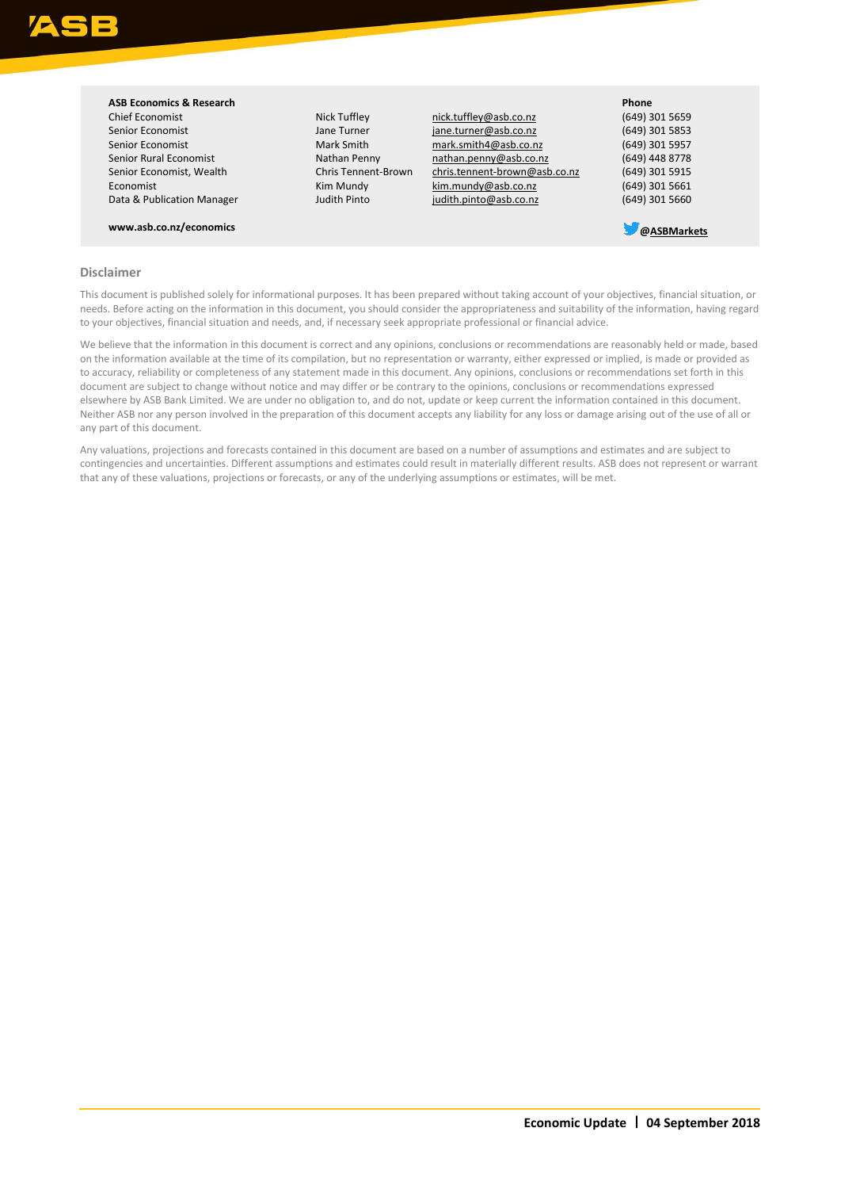| **ASB Economics & Research** | | | **Phone** |
| --- | --- | --- | --- |
| Chief Economist | Nick Tuffley | nick.tuffley@asb.co.nz | (649) 301 5659 |
| Senior Economist | Jane Turner | jane.turner@asb.co.nz | (649) 301 5853 |
| Senior Economist | Mark Smith | mark.smith4@asb.co.nz | (649) 301 5957 |
| Senior Rural Economist | Nathan Penny | nathan.penny@asb.co.nz | (649) 448 8778 |
| Senior Economist, Wealth | Chris Tennent-Brown | chris.tennent-brown@asb.co.nz | (649) 301 5915 |
| Economist | Kim Mundy | kim.mundy@asb.co.nz | (649) 301 5661 |
| Data & Publication Manager | Judith Pinto | judith.pinto@asb.co.nz | (649) 301 5660 |

**www.asb.co.nz/economics**

**@ASBMarkets**

## Disclaimer

This document is published solely for informational purposes. It has been prepared without taking account of your objectives, financial situation, or needs. Before acting on the information in this document, you should consider the appropriateness and suitability of the information, having regard to your objectives, financial situation and needs, and, if necessary seek appropriate professional or financial advice.

We believe that the information in this document is correct and any opinions, conclusions or recommendations are reasonably held or made, based on the information available at the time of its compilation, but no representation or warranty, either expressed or implied, is made or provided as to accuracy, reliability or completeness of any statement made in this document. Any opinions, conclusions or recommendations set forth in this document are subject to change without notice and may differ or be contrary to the opinions, conclusions or recommendations expressed elsewhere by ASB Bank Limited. We are under no obligation to, and do not, update or keep current the information contained in this document. Neither ASB nor any person involved in the preparation of this document accepts any liability for any loss or damage arising out of the use of all or any part of this document.

Any valuations, projections and forecasts contained in this document are based on a number of assumptions and estimates and are subject to contingencies and uncertainties. Different assumptions and estimates could result in materially different results. ASB does not represent or warrant that any of these valuations, projections or forecasts, or any of the underlying assumptions or estimates, will be met.